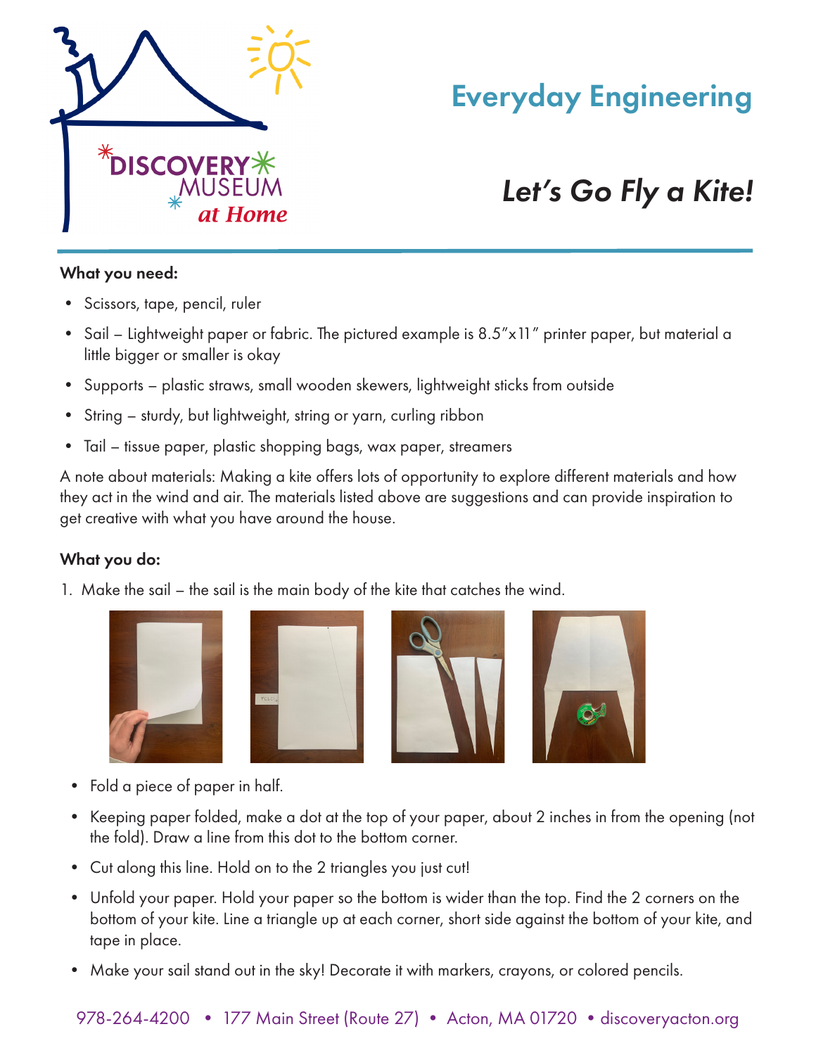# Everyday Engineering

## *Let's Go Fly a Kite!*

**What you need:**

- Scissors, tape, pencil, ruler
- Sail – Lightweight paper or fabric. The pictured example is 8.5″x11″ printer paper, but material a little bigger or smaller is okay
- Supports – plastic straws, small wooden skewers, lightweight sticks from outside
- String – sturdy, but lightweight, string or yarn, curling ribbon
- Tail – tissue paper, plastic shopping bags, wax paper, streamers

A note about materials: Making a kite offers lots of opportunity to explore different materials and how they act in the wind and air. The materials listed above are suggestions and can provide inspiration to get creative with what you have around the house.

**What you do:**

1. Make the sail – the sail is the main body of the kite that catches the wind.

- Fold a piece of paper in half.
- Keeping paper folded, make a dot at the top of your paper, about 2 inches in from the opening (not the fold). Draw a line from this dot to the bottom corner.
- Cut along this line. Hold on to the 2 triangles you just cut!
- Unfold your paper. Hold your paper so the bottom is wider than the top. Find the 2 corners on the bottom of your kite. Line a triangle up at each corner, short side against the bottom of your kite, and tape in place.
- Make your sail stand out in the sky! Decorate it with markers, crayons, or colored pencils.

978-264-4200 • 177 Main Street (Route 27) • Acton, MA 01720 • discoveryacton.org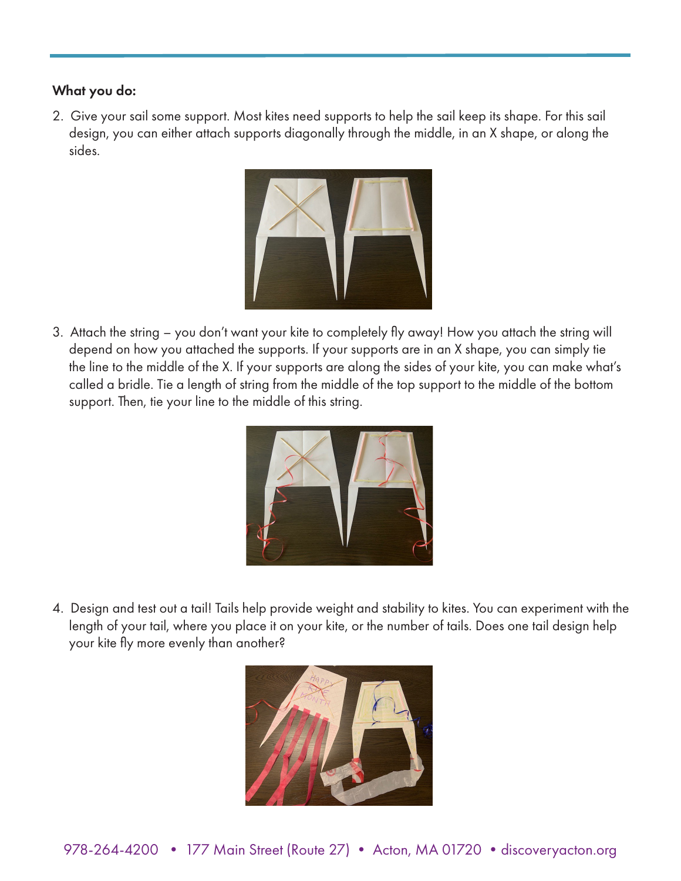**What you do:**

2. Give your sail some support. Most kites need supports to help the sail keep its shape. For this sail design, you can either attach supports diagonally through the middle, in an X shape, or along the sides.

3. Attach the string – you don't want your kite to completely fly away! How you attach the string will depend on how you attached the supports. If your supports are in an X shape, you can simply tie the line to the middle of the X. If your supports are along the sides of your kite, you can make what's called a bridle. Tie a length of string from the middle of the top support to the middle of the bottom support. Then, tie your line to the middle of this string.

4. Design and test out a tail! Tails help provide weight and stability to kites. You can experiment with the length of your tail, where you place it on your kite, or the number of tails. Does one tail design help your kite fly more evenly than another?